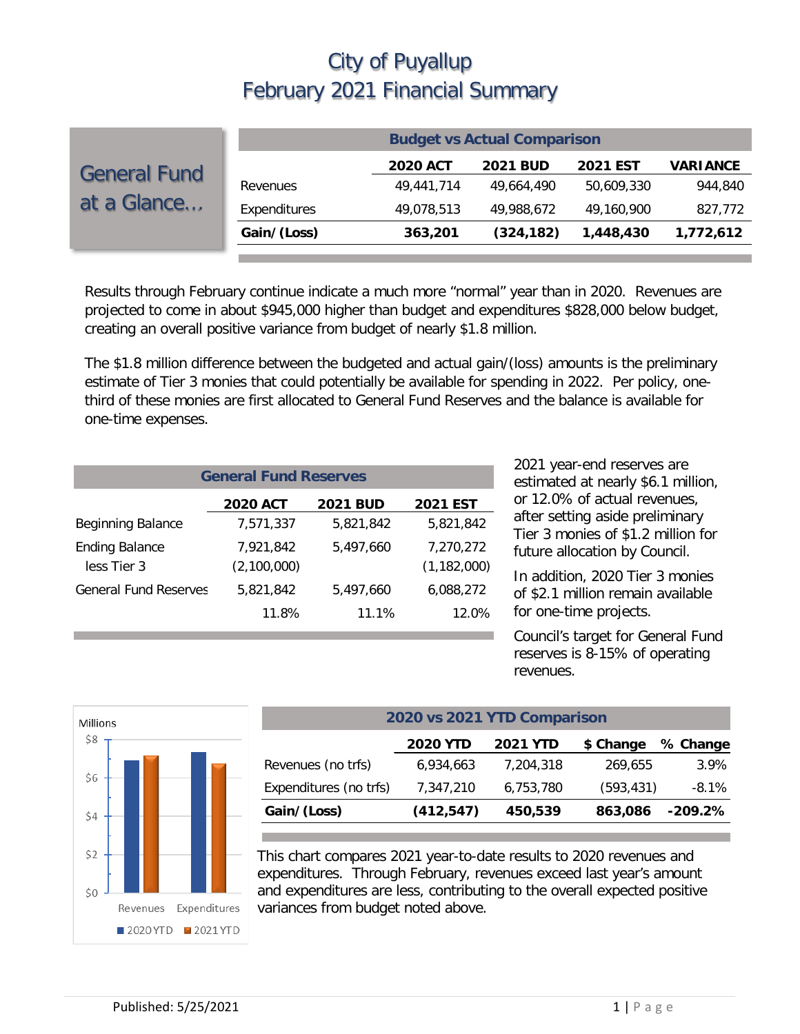# City of Puyallup
# February 2021 Financial Summary

## General Fund at a Glance…

| Budget vs Actual Comparison | | | | |
|---|---|---|---|---|
| | **2020 ACT** | **2021 BUD** | **2021 EST** | **VARIANCE** |
| Revenues | 49,441,714 | 49,664,490 | 50,609,330 | 944,840 |
| Expenditures | 49,078,513 | 49,988,672 | 49,160,900 | 827,772 |
| **Gain/(Loss)** | **363,201** | **(324,182)** | **1,448,430** | **1,772,612** |

Results through February continue indicate a much more "normal" year than in 2020. Revenues are projected to come in about $945,000 higher than budget and expenditures $828,000 below budget, creating an overall positive variance from budget of nearly $1.8 million.

The $1.8 million difference between the budgeted and actual gain/(loss) amounts is the preliminary estimate of Tier 3 monies that could potentially be available for spending in 2022. Per policy, one-third of these monies are first allocated to General Fund Reserves and the balance is available for one-time expenses.

| General Fund Reserves | | | |
|---|---|---|---|
| | **2020 ACT** | **2021 BUD** | **2021 EST** |
| Beginning Balance | 7,571,337 | 5,821,842 | 5,821,842 |
| Ending Balance | 7,921,842 | 5,497,660 | 7,270,272 |
| less Tier 3 | (2,100,000) | | (1,182,000) |
| General Fund Reserves | 5,821,842 | 5,497,660 | 6,088,272 |
| | 11.8% | 11.1% | 12.0% |

2021 year-end reserves are estimated at nearly $6.1 million, or 12.0% of actual revenues, after setting aside preliminary Tier 3 monies of $1.2 million for future allocation by Council.

In addition, 2020 Tier 3 monies of $2.1 million remain available for one-time projects.

Council's target for General Fund reserves is 8-15% of operating revenues.

| 2020 vs 2021 YTD Comparison | | | | |
|---|---|---|---|---|
| | **2020 YTD** | **2021 YTD** | **$ Change** | **% Change** |
| Revenues (no trfs) | 6,934,663 | 7,204,318 | 269,655 | 3.9% |
| Expenditures (no trfs) | 7,347,210 | 6,753,780 | (593,431) | -8.1% |
| **Gain/(Loss)** | **(412,547)** | **450,539** | **863,086** | **-209.2%** |

This chart compares 2021 year-to-date results to 2020 revenues and expenditures. Through February, revenues exceed last year's amount and expenditures are less, contributing to the overall expected positive variances from budget noted above.

Published: 5/25/2021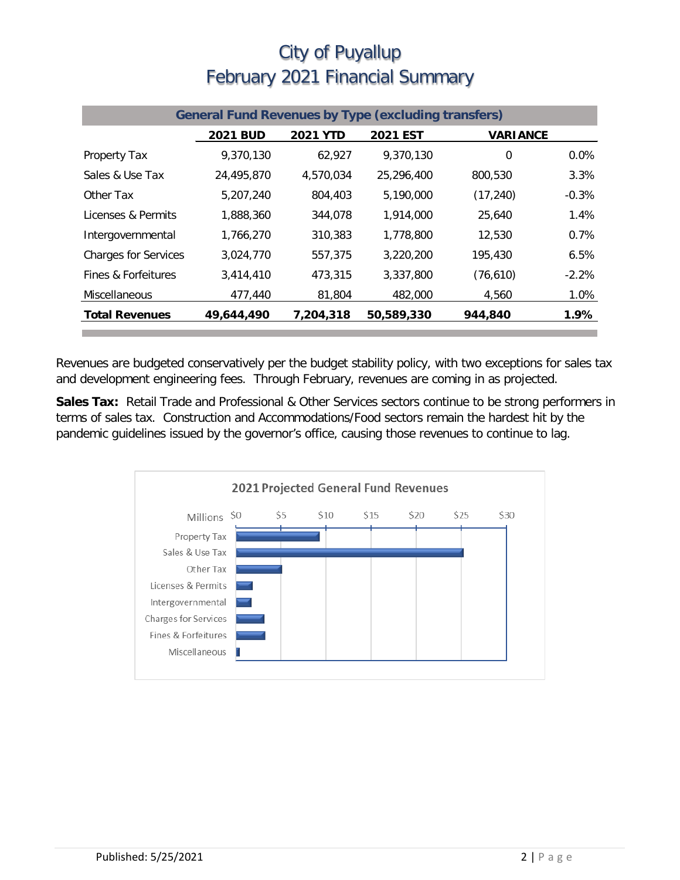# City of Puyallup
# February 2021 Financial Summary

| General Fund Revenues by Type (excluding transfers) | | | | | |
|---|---|---|---|---|---|
| | 2021 BUD | 2021 YTD | 2021 EST | VARIANCE | |
| Property Tax | 9,370,130 | 62,927 | 9,370,130 | 0 | 0.0% |
| Sales & Use Tax | 24,495,870 | 4,570,034 | 25,296,400 | 800,530 | 3.3% |
| Other Tax | 5,207,240 | 804,403 | 5,190,000 | (17,240) | -0.3% |
| Licenses & Permits | 1,888,360 | 344,078 | 1,914,000 | 25,640 | 1.4% |
| Intergovernmental | 1,766,270 | 310,383 | 1,778,800 | 12,530 | 0.7% |
| Charges for Services | 3,024,770 | 557,375 | 3,220,200 | 195,430 | 6.5% |
| Fines & Forfeitures | 3,414,410 | 473,315 | 3,337,800 | (76,610) | -2.2% |
| Miscellaneous | 477,440 | 81,804 | 482,000 | 4,560 | 1.0% |
| **Total Revenues** | **49,644,490** | **7,204,318** | **50,589,330** | **944,840** | **1.9%** |

Revenues are budgeted conservatively per the budget stability policy, with two exceptions for sales tax and development engineering fees. Through February, revenues are coming in as projected.

**Sales Tax:** Retail Trade and Professional & Other Services sectors continue to be strong performers in terms of sales tax. Construction and Accommodations/Food sectors remain the hardest hit by the pandemic guidelines issued by the governor's office, causing those revenues to continue to lag.

**2021 Projected General Fund Revenues**

| Category | Millions |
|---|---|
| Property Tax | ~$9.4 |
| Sales & Use Tax | ~$25.3 |
| Other Tax | ~$5.2 |
| Licenses & Permits | ~$1.9 |
| Intergovernmental | ~$1.8 |
| Charges for Services | ~$3.2 |
| Fines & Forfeitures | ~$3.3 |
| Miscellaneous | ~$0.5 |

Published: 5/25/2021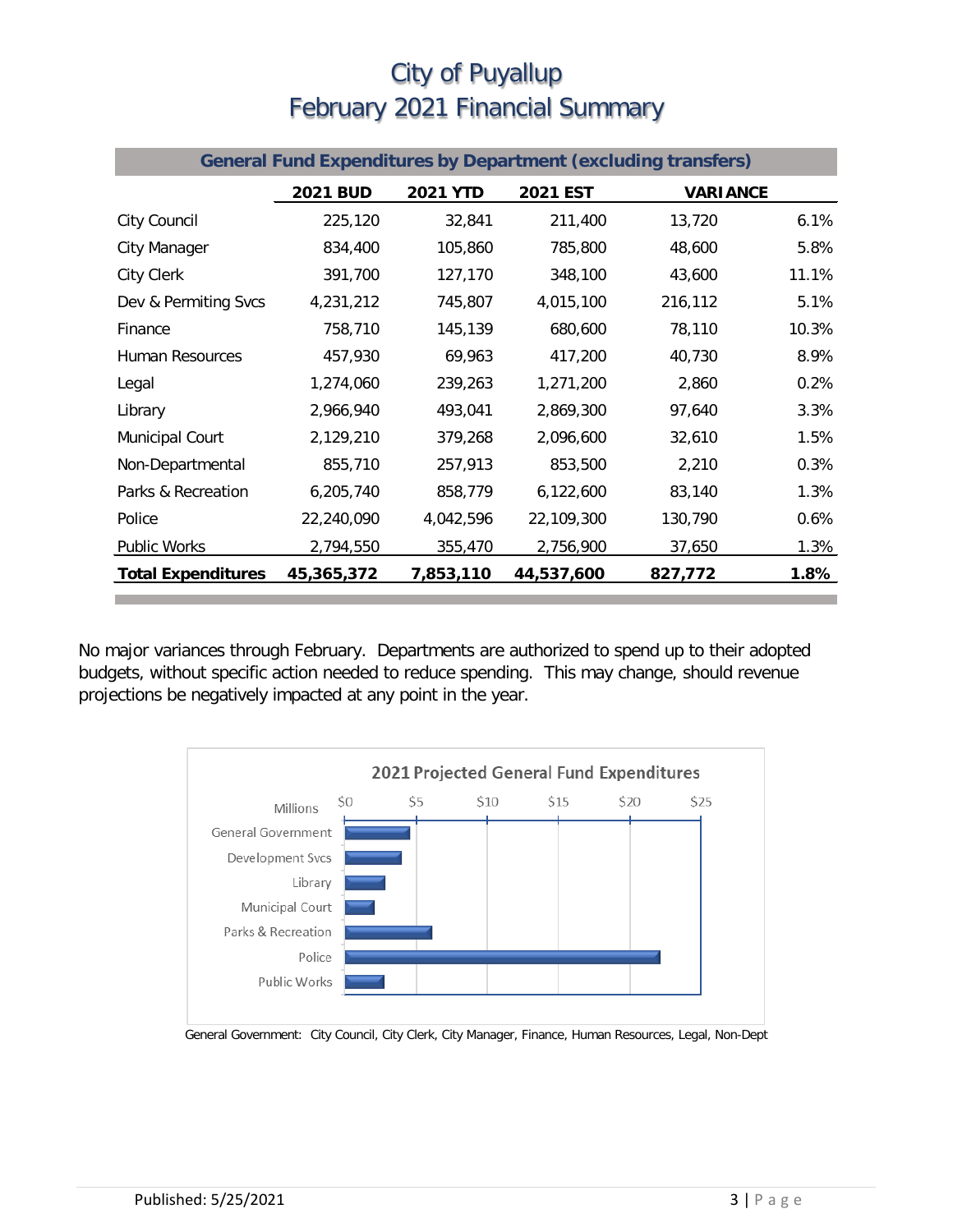# City of Puyallup
# February 2021 Financial Summary

| General Fund Expenditures by Department (excluding transfers) | | | | | |
|---|---|---|---|---|---|
| | **2021 BUD** | **2021 YTD** | **2021 EST** | **VARIANCE** | |
| City Council | 225,120 | 32,841 | 211,400 | 13,720 | 6.1% |
| City Manager | 834,400 | 105,860 | 785,800 | 48,600 | 5.8% |
| City Clerk | 391,700 | 127,170 | 348,100 | 43,600 | 11.1% |
| Dev & Permiting Svcs | 4,231,212 | 745,807 | 4,015,100 | 216,112 | 5.1% |
| Finance | 758,710 | 145,139 | 680,600 | 78,110 | 10.3% |
| Human Resources | 457,930 | 69,963 | 417,200 | 40,730 | 8.9% |
| Legal | 1,274,060 | 239,263 | 1,271,200 | 2,860 | 0.2% |
| Library | 2,966,940 | 493,041 | 2,869,300 | 97,640 | 3.3% |
| Municipal Court | 2,129,210 | 379,268 | 2,096,600 | 32,610 | 1.5% |
| Non-Departmental | 855,710 | 257,913 | 853,500 | 2,210 | 0.3% |
| Parks & Recreation | 6,205,740 | 858,779 | 6,122,600 | 83,140 | 1.3% |
| Police | 22,240,090 | 4,042,596 | 22,109,300 | 130,790 | 0.6% |
| Public Works | 2,794,550 | 355,470 | 2,756,900 | 37,650 | 1.3% |
| **Total Expenditures** | **45,365,372** | **7,853,110** | **44,537,600** | **827,772** | **1.8%** |

No major variances through February. Departments are authorized to spend up to their adopted budgets, without specific action needed to reduce spending. This may change, should revenue projections be negatively impacted at any point in the year.

**2021 Projected General Fund Expenditures**

Millions: $0, $5, $10, $15, $20, $25

- General Government
- Development Svcs
- Library
- Municipal Court
- Parks & Recreation
- Police
- Public Works

General Government: City Council, City Clerk, City Manager, Finance, Human Resources, Legal, Non-Dept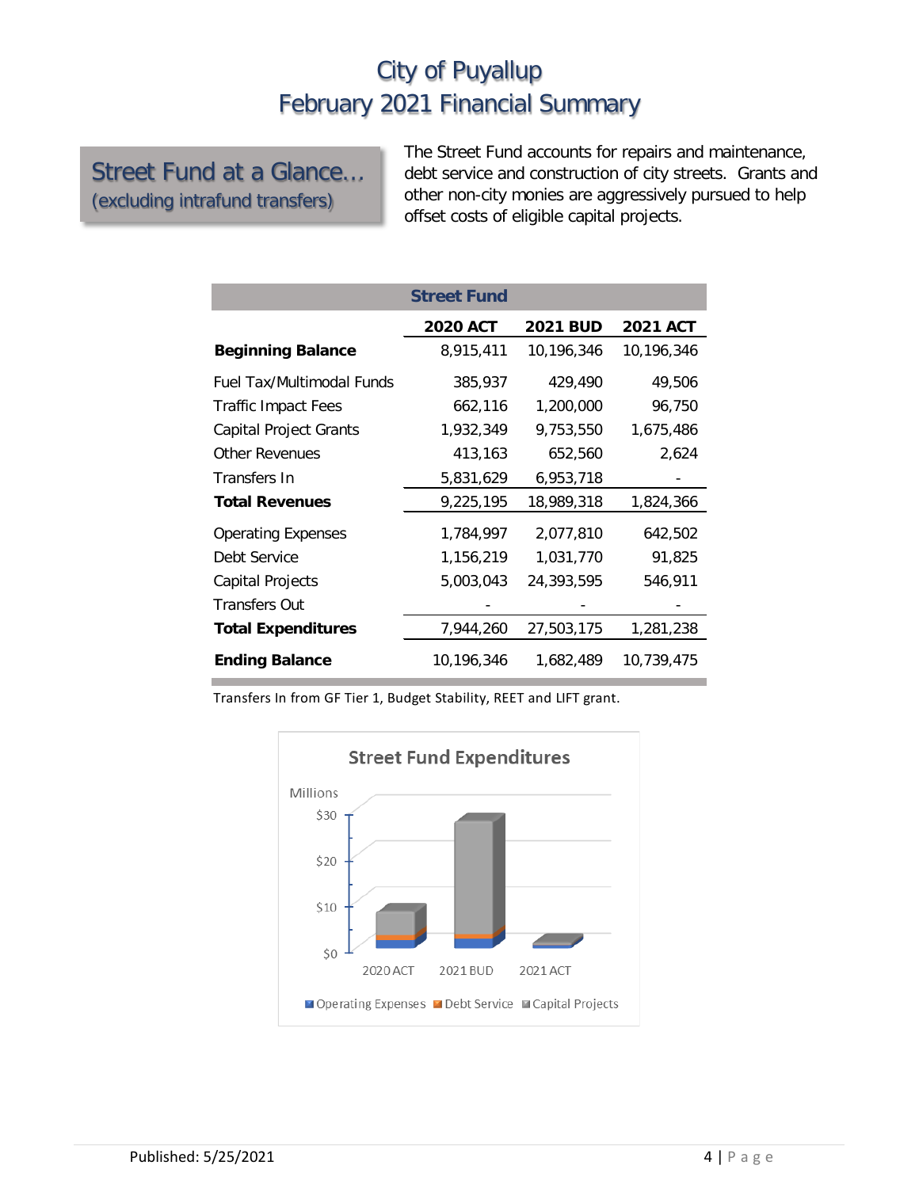# City of Puyallup
# February 2021 Financial Summary

## Street Fund at a Glance…
(excluding intrafund transfers)

The Street Fund accounts for repairs and maintenance, debt service and construction of city streets. Grants and other non-city monies are aggressively pursued to help offset costs of eligible capital projects.

| Street Fund | 2020 ACT | 2021 BUD | 2021 ACT |
|---|---|---|---|
| **Beginning Balance** | 8,915,411 | 10,196,346 | 10,196,346 |
| Fuel Tax/Multimodal Funds | 385,937 | 429,490 | 49,506 |
| Traffic Impact Fees | 662,116 | 1,200,000 | 96,750 |
| Capital Project Grants | 1,932,349 | 9,753,550 | 1,675,486 |
| Other Revenues | 413,163 | 652,560 | 2,624 |
| Transfers In | 5,831,629 | 6,953,718 | - |
| **Total Revenues** | 9,225,195 | 18,989,318 | 1,824,366 |
| Operating Expenses | 1,784,997 | 2,077,810 | 642,502 |
| Debt Service | 1,156,219 | 1,031,770 | 91,825 |
| Capital Projects | 5,003,043 | 24,393,595 | 546,911 |
| Transfers Out | - | - | - |
| **Total Expenditures** | 7,944,260 | 27,503,175 | 1,281,238 |
| **Ending Balance** | 10,196,346 | 1,682,489 | 10,739,475 |

Transfers In from GF Tier 1, Budget Stability, REET and LIFT grant.

Street Fund Expenditures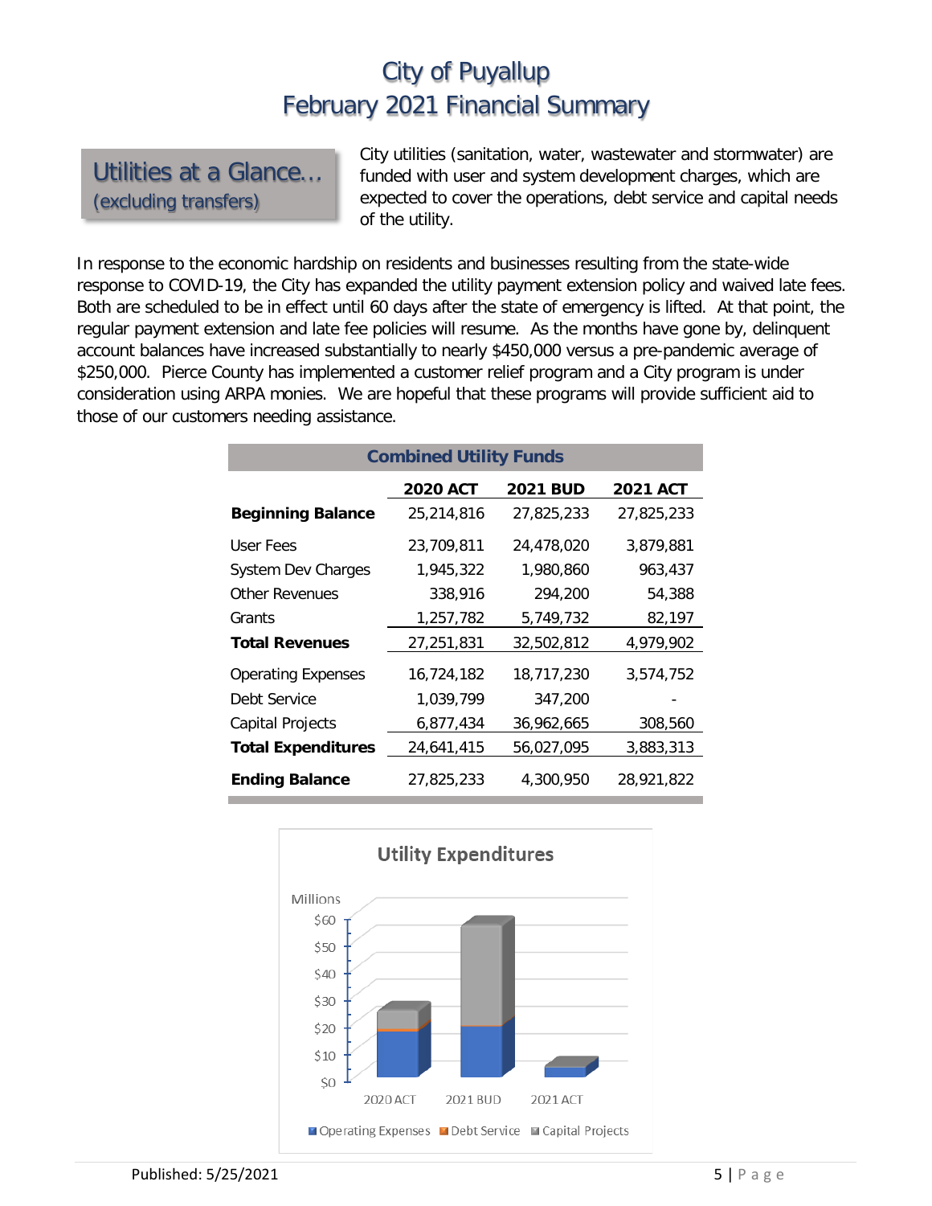# City of Puyallup
# February 2021 Financial Summary

## Utilities at a Glance…
### (excluding transfers)

City utilities (sanitation, water, wastewater and stormwater) are funded with user and system development charges, which are expected to cover the operations, debt service and capital needs of the utility.

In response to the economic hardship on residents and businesses resulting from the state-wide response to COVID-19, the City has expanded the utility payment extension policy and waived late fees. Both are scheduled to be in effect until 60 days after the state of emergency is lifted. At that point, the regular payment extension and late fee policies will resume. As the months have gone by, delinquent account balances have increased substantially to nearly $450,000 versus a pre-pandemic average of $250,000. Pierce County has implemented a customer relief program and a City program is under consideration using ARPA monies. We are hopeful that these programs will provide sufficient aid to those of our customers needing assistance.

| Combined Utility Funds | 2020 ACT | 2021 BUD | 2021 ACT |
|---|---|---|---|
| **Beginning Balance** | 25,214,816 | 27,825,233 | 27,825,233 |
| User Fees | 23,709,811 | 24,478,020 | 3,879,881 |
| System Dev Charges | 1,945,322 | 1,980,860 | 963,437 |
| Other Revenues | 338,916 | 294,200 | 54,388 |
| Grants | 1,257,782 | 5,749,732 | 82,197 |
| **Total Revenues** | 27,251,831 | 32,502,812 | 4,979,902 |
| Operating Expenses | 16,724,182 | 18,717,230 | 3,574,752 |
| Debt Service | 1,039,799 | 347,200 | - |
| Capital Projects | 6,877,434 | 36,962,665 | 308,560 |
| **Total Expenditures** | 24,641,415 | 56,027,095 | 3,883,313 |
| **Ending Balance** | 27,825,233 | 4,300,950 | 28,921,822 |

Utility Expenditures

Published: 5/25/2021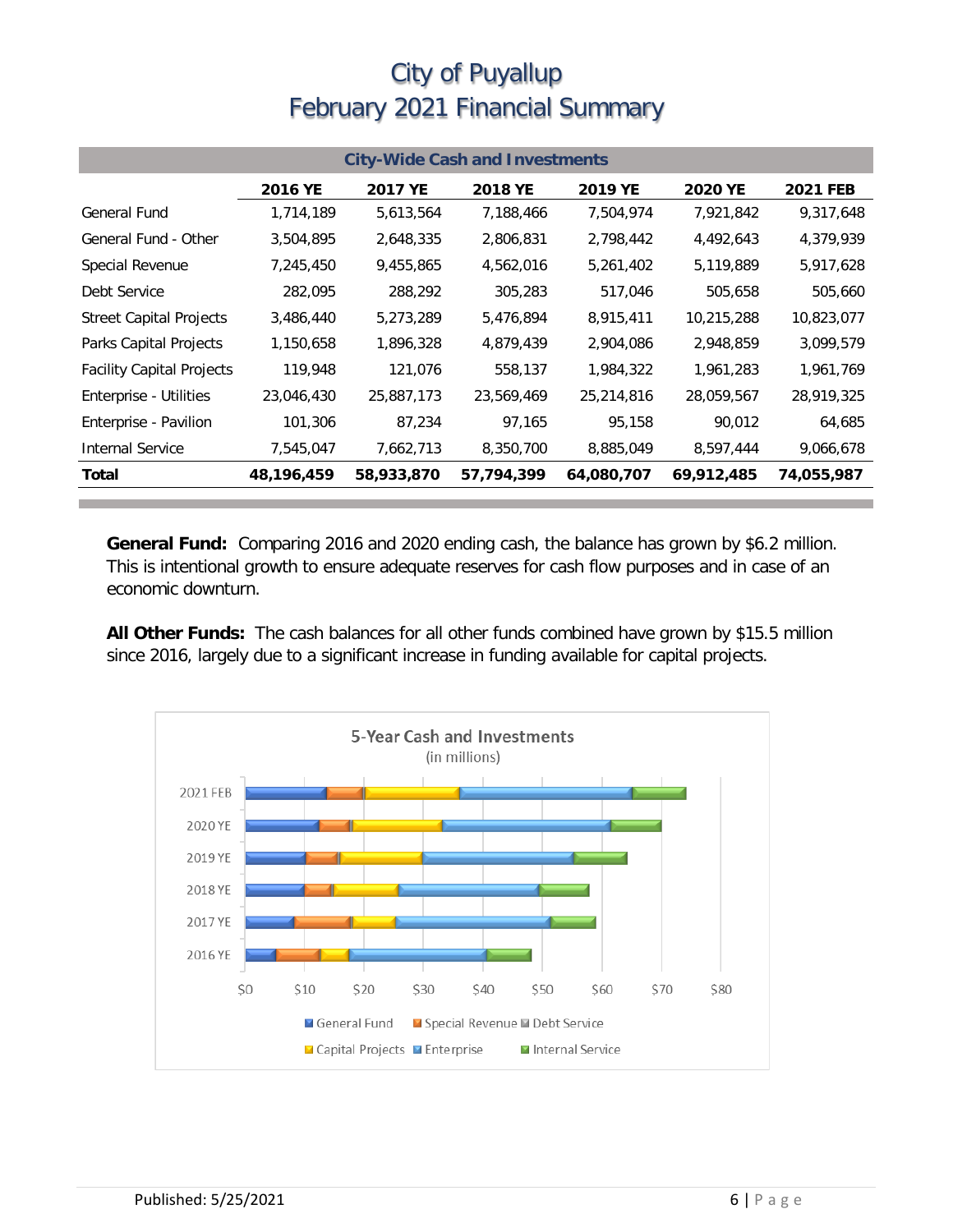# City of Puyallup
# February 2021 Financial Summary

| City-Wide Cash and Investments | | | | | | |
|---|---|---|---|---|---|---|
| | **2016 YE** | **2017 YE** | **2018 YE** | **2019 YE** | **2020 YE** | **2021 FEB** |
| General Fund | 1,714,189 | 5,613,564 | 7,188,466 | 7,504,974 | 7,921,842 | 9,317,648 |
| General Fund - Other | 3,504,895 | 2,648,335 | 2,806,831 | 2,798,442 | 4,492,643 | 4,379,939 |
| Special Revenue | 7,245,450 | 9,455,865 | 4,562,016 | 5,261,402 | 5,119,889 | 5,917,628 |
| Debt Service | 282,095 | 288,292 | 305,283 | 517,046 | 505,658 | 505,660 |
| Street Capital Projects | 3,486,440 | 5,273,289 | 5,476,894 | 8,915,411 | 10,215,288 | 10,823,077 |
| Parks Capital Projects | 1,150,658 | 1,896,328 | 4,879,439 | 2,904,086 | 2,948,859 | 3,099,579 |
| Facility Capital Projects | 119,948 | 121,076 | 558,137 | 1,984,322 | 1,961,283 | 1,961,769 |
| Enterprise - Utilities | 23,046,430 | 25,887,173 | 23,569,469 | 25,214,816 | 28,059,567 | 28,919,325 |
| Enterprise - Pavilion | 101,306 | 87,234 | 97,165 | 95,158 | 90,012 | 64,685 |
| Internal Service | 7,545,047 | 7,662,713 | 8,350,700 | 8,885,049 | 8,597,444 | 9,066,678 |
| **Total** | **48,196,459** | **58,933,870** | **57,794,399** | **64,080,707** | **69,912,485** | **74,055,987** |

**General Fund:** Comparing 2016 and 2020 ending cash, the balance has grown by $6.2 million. This is intentional growth to ensure adequate reserves for cash flow purposes and in case of an economic downturn.

**All Other Funds:** The cash balances for all other funds combined have grown by $15.5 million since 2016, largely due to a significant increase in funding available for capital projects.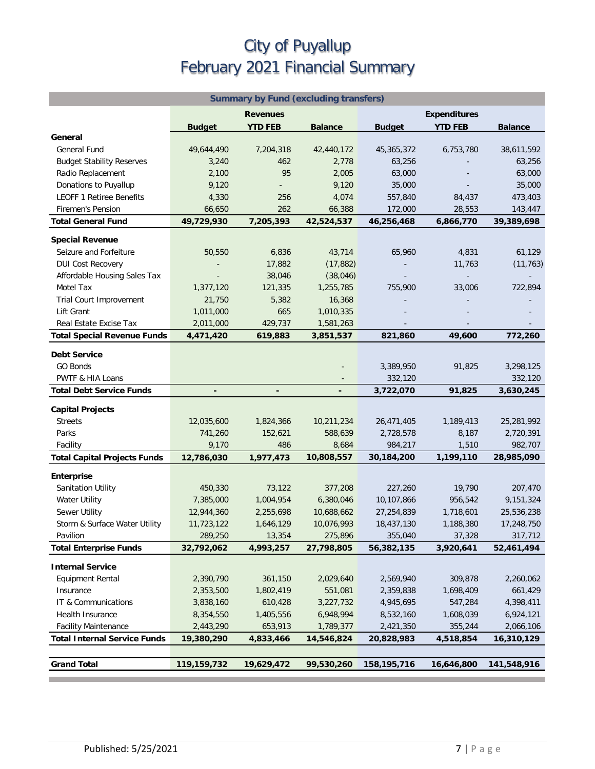# City of Puyallup
# February 2021 Financial Summary

| Summary by Fund (excluding transfers) | | | | | | |
|---|---|---|---|---|---|---|
| | Revenues | | | Expenditures | | |
| | **Budget** | **YTD FEB** | **Balance** | **Budget** | **YTD FEB** | **Balance** |
| **General** | | | | | | |
| General Fund | 49,644,490 | 7,204,318 | 42,440,172 | 45,365,372 | 6,753,780 | 38,611,592 |
| Budget Stability Reserves | 3,240 | 462 | 2,778 | 63,256 | - | 63,256 |
| Radio Replacement | 2,100 | 95 | 2,005 | 63,000 | - | 63,000 |
| Donations to Puyallup | 9,120 | - | 9,120 | 35,000 | - | 35,000 |
| LEOFF 1 Retiree Benefits | 4,330 | 256 | 4,074 | 557,840 | 84,437 | 473,403 |
| Firemen's Pension | 66,650 | 262 | 66,388 | 172,000 | 28,553 | 143,447 |
| **Total General Fund** | **49,729,930** | **7,205,393** | **42,524,537** | **46,256,468** | **6,866,770** | **39,389,698** |
| **Special Revenue** | | | | | | |
| Seizure and Forfeiture | 50,550 | 6,836 | 43,714 | 65,960 | 4,831 | 61,129 |
| DUI Cost Recovery | - | 17,882 | (17,882) | - | 11,763 | (11,763) |
| Affordable Housing Sales Tax | - | 38,046 | (38,046) | - | - | - |
| Motel Tax | 1,377,120 | 121,335 | 1,255,785 | 755,900 | 33,006 | 722,894 |
| Trial Court Improvement | 21,750 | 5,382 | 16,368 | - | - | - |
| Lift Grant | 1,011,000 | 665 | 1,010,335 | - | - | - |
| Real Estate Excise Tax | 2,011,000 | 429,737 | 1,581,263 | - | - | - |
| **Total Special Revenue Funds** | **4,471,420** | **619,883** | **3,851,537** | **821,860** | **49,600** | **772,260** |
| **Debt Service** | | | | | | |
| GO Bonds | | | - | 3,389,950 | 91,825 | 3,298,125 |
| PWTF & HIA Loans | | | - | 332,120 | | 332,120 |
| **Total Debt Service Funds** | **-** | **-** | **-** | **3,722,070** | **91,825** | **3,630,245** |
| **Capital Projects** | | | | | | |
| Streets | 12,035,600 | 1,824,366 | 10,211,234 | 26,471,405 | 1,189,413 | 25,281,992 |
| Parks | 741,260 | 152,621 | 588,639 | 2,728,578 | 8,187 | 2,720,391 |
| Facility | 9,170 | 486 | 8,684 | 984,217 | 1,510 | 982,707 |
| **Total Capital Projects Funds** | **12,786,030** | **1,977,473** | **10,808,557** | **30,184,200** | **1,199,110** | **28,985,090** |
| **Enterprise** | | | | | | |
| Sanitation Utility | 450,330 | 73,122 | 377,208 | 227,260 | 19,790 | 207,470 |
| Water Utility | 7,385,000 | 1,004,954 | 6,380,046 | 10,107,866 | 956,542 | 9,151,324 |
| Sewer Utility | 12,944,360 | 2,255,698 | 10,688,662 | 27,254,839 | 1,718,601 | 25,536,238 |
| Storm & Surface Water Utility | 11,723,122 | 1,646,129 | 10,076,993 | 18,437,130 | 1,188,380 | 17,248,750 |
| Pavilion | 289,250 | 13,354 | 275,896 | 355,040 | 37,328 | 317,712 |
| **Total Enterprise Funds** | **32,792,062** | **4,993,257** | **27,798,805** | **56,382,135** | **3,920,641** | **52,461,494** |
| **Internal Service** | | | | | | |
| Equipment Rental | 2,390,790 | 361,150 | 2,029,640 | 2,569,940 | 309,878 | 2,260,062 |
| Insurance | 2,353,500 | 1,802,419 | 551,081 | 2,359,838 | 1,698,409 | 661,429 |
| IT & Communications | 3,838,160 | 610,428 | 3,227,732 | 4,945,695 | 547,284 | 4,398,411 |
| Health Insurance | 8,354,550 | 1,405,556 | 6,948,994 | 8,532,160 | 1,608,039 | 6,924,121 |
| Facility Maintenance | 2,443,290 | 653,913 | 1,789,377 | 2,421,350 | 355,244 | 2,066,106 |
| **Total Internal Service Funds** | **19,380,290** | **4,833,466** | **14,546,824** | **20,828,983** | **4,518,854** | **16,310,129** |
| **Grand Total** | **119,159,732** | **19,629,472** | **99,530,260** | **158,195,716** | **16,646,800** | **141,548,916** |

Published: 5/25/2021